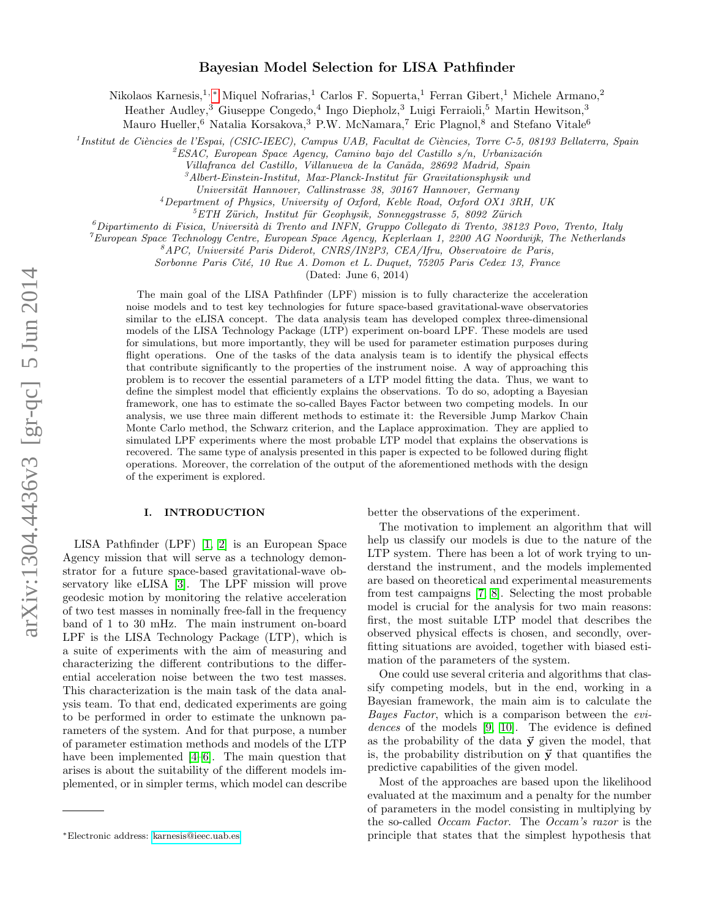# Bayesian Model Selection for LISA Pathfinder

Nikolaos Karnesis,[1,*] Miquel Nofrarias,[1] Carlos F. Sopuerta,[1] Ferran Gibert,[1] Michele Armano,[2] Heather Audley,[3] Giuseppe Congedo,[4] Ingo Diepholz,[3] Luigi Ferraioli,[5] Martin Hewitson,[3] Mauro Hueller,[6] Natalia Korsakova,[3] P.W. McNamara,[7] Eric Plagnol,[8] and Stefano Vitale[6]

[1]*Institut de Ciències de l'Espai, (CSIC-IEEC), Campus UAB, Facultat de Ciències, Torre C-5, 08193 Bellaterra, Spain*
[2]*ESAC, European Space Agency, Camino bajo del Castillo s/n, Urbanización Villafranca del Castillo, Villanueva de la Cañada, 28692 Madrid, Spain*
[3]*Albert-Einstein-Institut, Max-Planck-Institut für Gravitationsphysik und Universität Hannover, Callinstrasse 38, 30167 Hannover, Germany*
[4]*Department of Physics, University of Oxford, Keble Road, Oxford OX1 3RH, UK*
[5]*ETH Zürich, Institut für Geophysik, Sonneggstrasse 5, 8092 Zürich*
[6]*Dipartimento di Fisica, Università di Trento and INFN, Gruppo Collegato di Trento, 38123 Povo, Trento, Italy*
[7]*European Space Technology Centre, European Space Agency, Keplerlaan 1, 2200 AG Noordwijk, The Netherlands*
[8]*APC, Université Paris Diderot, CNRS/IN2P3, CEA/Ifru, Observatoire de Paris, Sorbonne Paris Cité, 10 Rue A. Domon et L. Duquet, 75205 Paris Cedex 13, France*

(Dated: June 6, 2014)

The main goal of the LISA Pathfinder (LPF) mission is to fully characterize the acceleration noise models and to test key technologies for future space-based gravitational-wave observatories similar to the eLISA concept. The data analysis team has developed complex three-dimensional models of the LISA Technology Package (LTP) experiment on-board LPF. These models are used for simulations, but more importantly, they will be used for parameter estimation purposes during flight operations. One of the tasks of the data analysis team is to identify the physical effects that contribute significantly to the properties of the instrument noise. A way of approaching this problem is to recover the essential parameters of a LTP model fitting the data. Thus, we want to define the simplest model that efficiently explains the observations. To do so, adopting a Bayesian framework, one has to estimate the so-called Bayes Factor between two competing models. In our analysis, we use three main different methods to estimate it: the Reversible Jump Markov Chain Monte Carlo method, the Schwarz criterion, and the Laplace approximation. They are applied to simulated LPF experiments where the most probable LTP model that explains the observations is recovered. The same type of analysis presented in this paper is expected to be followed during flight operations. Moreover, the correlation of the output of the aforementioned methods with the design of the experiment is explored.

## I. INTRODUCTION

LISA Pathfinder (LPF) [1, 2] is an European Space Agency mission that will serve as a technology demonstrator for a future space-based gravitational-wave observatory like eLISA [3]. The LPF mission will prove geodesic motion by monitoring the relative acceleration of two test masses in nominally free-fall in the frequency band of 1 to 30 mHz. The main instrument on-board LPF is the LISA Technology Package (LTP), which is a suite of experiments with the aim of measuring and characterizing the different contributions to the differential acceleration noise between the two test masses. This characterization is the main task of the data analysis team. To that end, dedicated experiments are going to be performed in order to estimate the unknown parameters of the system. And for that purpose, a number of parameter estimation methods and models of the LTP have been implemented [4–6]. The main question that arises is about the suitability of the different models implemented, or in simpler terms, which model can describe better the observations of the experiment.

The motivation to implement an algorithm that will help us classify our models is due to the nature of the LTP system. There has been a lot of work trying to understand the instrument, and the models implemented are based on theoretical and experimental measurements from test campaigns [7, 8]. Selecting the most probable model is crucial for the analysis for two main reasons: first, the most suitable LTP model that describes the observed physical effects is chosen, and secondly, overfitting situations are avoided, together with biased estimation of the parameters of the system.

One could use several criteria and algorithms that classify competing models, but in the end, working in a Bayesian framework, the main aim is to calculate the *Bayes Factor*, which is a comparison between the *evidences* of the models [9, 10]. The evidence is defined as the probability of the data $\vec{\mathbf{y}}$ given the model, that is, the probability distribution on $\vec{\mathbf{y}}$ that quantifies the predictive capabilities of the given model.

Most of the approaches are based upon the likelihood evaluated at the maximum and a penalty for the number of parameters in the model consisting in multiplying by the so-called *Occam Factor*. The *Occam's razor* is the principle that states that the simplest hypothesis that

*Electronic address: karnesis@ieec.uab.es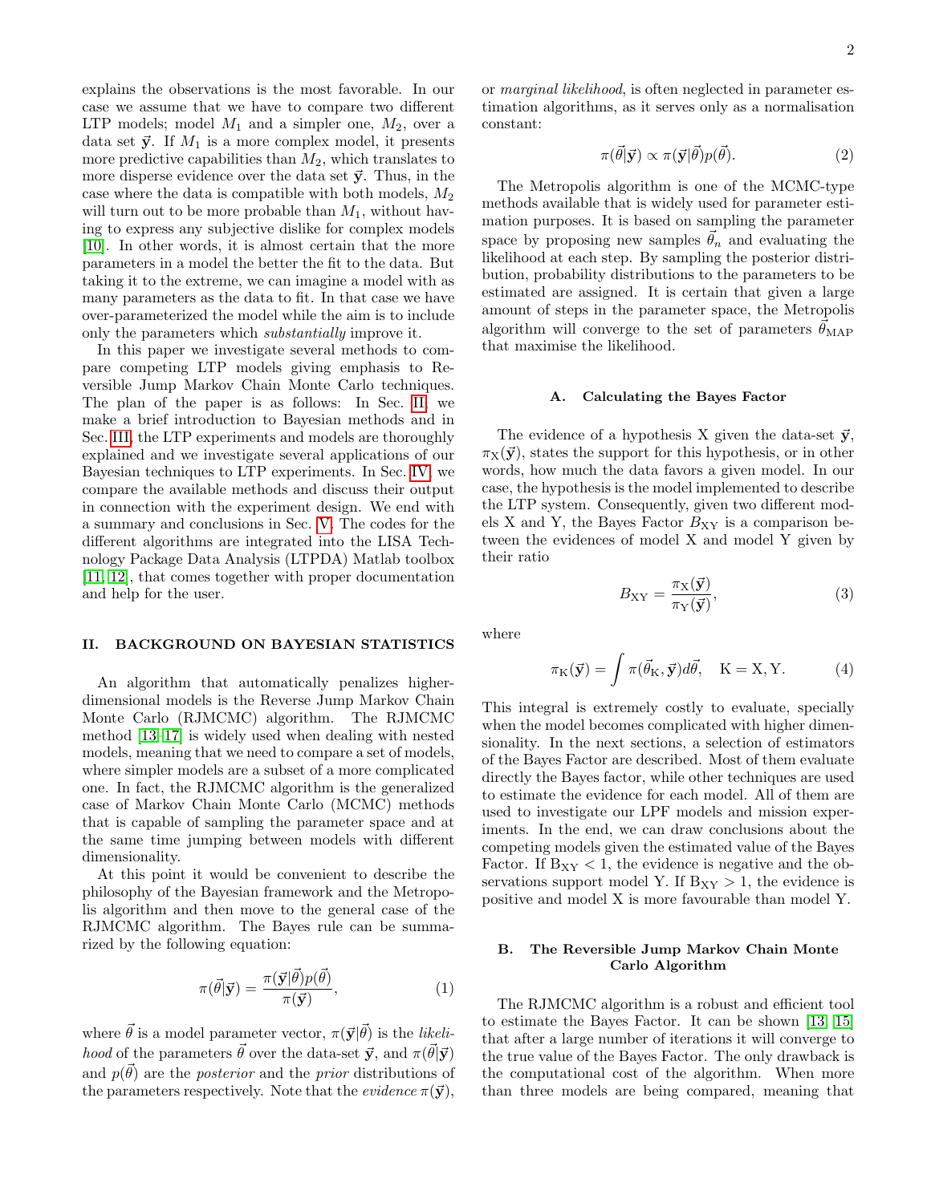explains the observations is the most favorable. In our case we assume that we have to compare two different LTP models; model $M_1$ and a simpler one, $M_2$, over a data set $\vec{\mathbf{y}}$. If $M_1$ is a more complex model, it presents more predictive capabilities than $M_2$, which translates to more disperse evidence over the data set $\vec{\mathbf{y}}$. Thus, in the case where the data is compatible with both models, $M_2$ will turn out to be more probable than $M_1$, without having to express any subjective dislike for complex models [10]. In other words, it is almost certain that the more parameters in a model the better the fit to the data. But taking it to the extreme, we can imagine a model with as many parameters as the data to fit. In that case we have over-parameterized the model while the aim is to include only the parameters which *substantially* improve it.

In this paper we investigate several methods to compare competing LTP models giving emphasis to Reversible Jump Markov Chain Monte Carlo techniques. The plan of the paper is as follows: In Sec. II, we make a brief introduction to Bayesian methods and in Sec. III, the LTP experiments and models are thoroughly explained and we investigate several applications of our Bayesian techniques to LTP experiments. In Sec. IV, we compare the available methods and discuss their output in connection with the experiment design. We end with a summary and conclusions in Sec. V. The codes for the different algorithms are integrated into the LISA Technology Package Data Analysis (LTPDA) Matlab toolbox [11, 12], that comes together with proper documentation and help for the user.

## II. BACKGROUND ON BAYESIAN STATISTICS

An algorithm that automatically penalizes higher-dimensional models is the Reverse Jump Markov Chain Monte Carlo (RJMCMC) algorithm. The RJMCMC method [13–17] is widely used when dealing with nested models, meaning that we need to compare a set of models, where simpler models are a subset of a more complicated one. In fact, the RJMCMC algorithm is the generalized case of Markov Chain Monte Carlo (MCMC) methods that is capable of sampling the parameter space and at the same time jumping between models with different dimensionality.

At this point it would be convenient to describe the philosophy of the Bayesian framework and the Metropolis algorithm and then move to the general case of the RJMCMC algorithm. The Bayes rule can be summarized by the following equation:

$$\pi(\vec{\theta}|\vec{\mathbf{y}}) = \frac{\pi(\vec{\mathbf{y}}|\vec{\theta})p(\vec{\theta})}{\pi(\vec{\mathbf{y}})}, \tag{1}$$

where $\vec{\theta}$ is a model parameter vector, $\pi(\vec{\mathbf{y}}|\vec{\theta})$ is the *likelihood* of the parameters $\vec{\theta}$ over the data-set $\vec{\mathbf{y}}$, and $\pi(\vec{\theta}|\vec{\mathbf{y}})$ and $p(\vec{\theta})$ are the *posterior* and the *prior* distributions of the parameters respectively. Note that the *evidence* $\pi(\vec{\mathbf{y}})$, or *marginal likelihood*, is often neglected in parameter estimation algorithms, as it serves only as a normalisation constant:

$$\pi(\vec{\theta}|\vec{\mathbf{y}}) \propto \pi(\vec{\mathbf{y}}|\vec{\theta})p(\vec{\theta}). \tag{2}$$

The Metropolis algorithm is one of the MCMC-type methods available that is widely used for parameter estimation purposes. It is based on sampling the parameter space by proposing new samples $\vec{\theta}_n$ and evaluating the likelihood at each step. By sampling the posterior distribution, probability distributions to the parameters to be estimated are assigned. It is certain that given a large amount of steps in the parameter space, the Metropolis algorithm will converge to the set of parameters $\vec{\theta}_{\mathrm{MAP}}$ that maximise the likelihood.

### A. Calculating the Bayes Factor

The evidence of a hypothesis X given the data-set $\vec{\mathbf{y}}$, $\pi_{\mathrm{X}}(\vec{\mathbf{y}})$, states the support for this hypothesis, or in other words, how much the data favors a given model. In our case, the hypothesis is the model implemented to describe the LTP system. Consequently, given two different models X and Y, the Bayes Factor $B_{\mathrm{XY}}$ is a comparison between the evidences of model X and model Y given by their ratio

$$B_{\mathrm{XY}} = \frac{\pi_{\mathrm{X}}(\vec{\mathbf{y}})}{\pi_{\mathrm{Y}}(\vec{\mathbf{y}})}, \tag{3}$$

where

$$\pi_{\mathrm{K}}(\vec{\mathbf{y}}) = \int \pi(\vec{\theta}_{\mathrm{K}}, \vec{\mathbf{y}})d\vec{\theta}, \quad \mathrm{K} = \mathrm{X}, \mathrm{Y}. \tag{4}$$

This integral is extremely costly to evaluate, specially when the model becomes complicated with higher dimensionality. In the next sections, a selection of estimators of the Bayes Factor are described. Most of them evaluate directly the Bayes factor, while other techniques are used to estimate the evidence for each model. All of them are used to investigate our LPF models and mission experiments. In the end, we can draw conclusions about the competing models given the estimated value of the Bayes Factor. If $\mathrm{B}_{\mathrm{XY}} < 1$, the evidence is negative and the observations support model Y. If $\mathrm{B}_{\mathrm{XY}} > 1$, the evidence is positive and model X is more favourable than model Y.

### B. The Reversible Jump Markov Chain Monte Carlo Algorithm

The RJMCMC algorithm is a robust and efficient tool to estimate the Bayes Factor. It can be shown [13, 15] that after a large number of iterations it will converge to the true value of the Bayes Factor. The only drawback is the computational cost of the algorithm. When more than three models are being compared, meaning that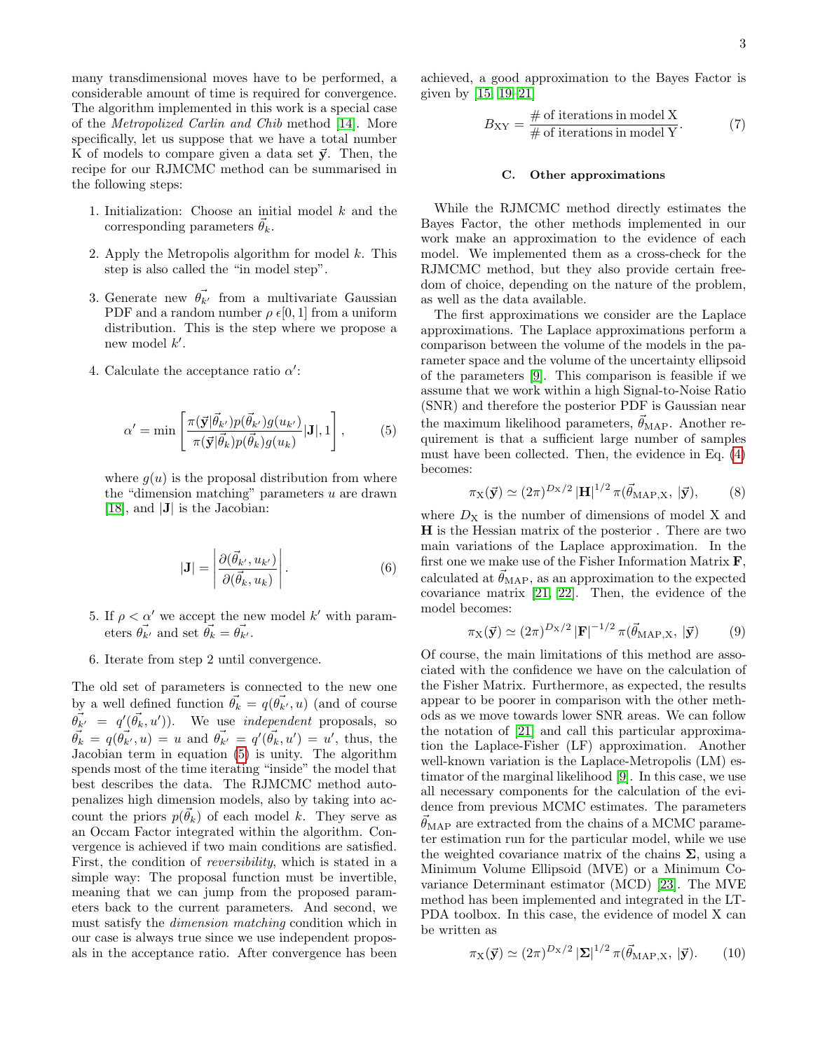many transdimensional moves have to be performed, a considerable amount of time is required for convergence. The algorithm implemented in this work is a special case of the *Metropolized Carlin and Chib* method [14]. More specifically, let us suppose that we have a total number K of models to compare given a data set $\vec{\mathbf{y}}$. Then, the recipe for our RJMCMC method can be summarised in the following steps:

1. Initialization: Choose an initial model $k$ and the corresponding parameters $\vec{\theta}_k$.
2. Apply the Metropolis algorithm for model $k$. This step is also called the "in model step".
3. Generate new $\vec{\theta_{k'}}$ from a multivariate Gaussian PDF and a random number $\rho \, \epsilon [0, 1]$ from a uniform distribution. This is the step where we propose a new model $k'$.
4. Calculate the acceptance ratio $\alpha'$:

$$\alpha' = \min \left[ \frac{\pi(\vec{\mathbf{y}}|\vec{\theta}_{k'}) p(\vec{\theta}_{k'}) g(u_{k'})}{\pi(\vec{\mathbf{y}}|\vec{\theta}_k) p(\vec{\theta}_k) g(u_k)} |\mathbf{J}|, 1 \right], \qquad (5)$$

   where $g(u)$ is the proposal distribution from where the "dimension matching" parameters $u$ are drawn [18], and $|\mathbf{J}|$ is the Jacobian:

$$|\mathbf{J}| = \left| \frac{\partial(\vec{\theta}_{k'}, u_{k'})}{\partial(\vec{\theta}_k, u_k)} \right|. \qquad (6)$$

5. If $\rho < \alpha'$ we accept the new model $k'$ with parameters $\vec{\theta_{k'}}$ and set $\vec{\theta_k} = \vec{\theta_{k'}}$.
6. Iterate from step 2 until convergence.

The old set of parameters is connected to the new one by a well defined function $\vec{\theta_k} = q(\vec{\theta_{k'}}, u)$ (and of course $\vec{\theta_{k'}} = q'(\vec{\theta_k}, u')$). We use *independent* proposals, so $\vec{\theta_k} = q(\vec{\theta_{k'}}, u) = u$ and $\vec{\theta_{k'}} = q'(\vec{\theta_k}, u') = u'$, thus, the Jacobian term in equation (5) is unity. The algorithm spends most of the time iterating "inside" the model that best describes the data. The RJMCMC method autopenalizes high dimension models, also by taking into account the priors $p(\vec{\theta_k})$ of each model $k$. They serve as an Occam Factor integrated within the algorithm. Convergence is achieved if two main conditions are satisfied. First, the condition of *reversibility*, which is stated in a simple way: The proposal function must be invertible, meaning that we can jump from the proposed parameters back to the current parameters. And second, we must satisfy the *dimension matching* condition which in our case is always true since we use independent proposals in the acceptance ratio. After convergence has been achieved, a good approximation to the Bayes Factor is given by [15, 19–21]

$$B_{\mathrm{XY}} = \frac{\#\text{ of iterations in model X}}{\#\text{ of iterations in model Y}}. \qquad (7)$$

### C. Other approximations

While the RJMCMC method directly estimates the Bayes Factor, the other methods implemented in our work make an approximation to the evidence of each model. We implemented them as a cross-check for the RJMCMC method, but they also provide certain freedom of choice, depending on the nature of the problem, as well as the data available.

The first approximations we consider are the Laplace approximations. The Laplace approximations perform a comparison between the volume of the models in the parameter space and the volume of the uncertainty ellipsoid of the parameters [9]. This comparison is feasible if we assume that we work within a high Signal-to-Noise Ratio (SNR) and therefore the posterior PDF is Gaussian near the maximum likelihood parameters, $\vec{\theta}_{\mathrm{MAP}}$. Another requirement is that a sufficient large number of samples must have been collected. Then, the evidence in Eq. (4) becomes:

$$\pi_{\mathrm{X}}(\vec{\mathbf{y}}) \simeq (2\pi)^{D_{\mathrm{X}}/2} \, |\mathbf{H}|^{1/2} \, \pi(\vec{\theta}_{\mathrm{MAP,X}}, \, |\vec{\mathbf{y}}), \qquad (8)$$

where $D_{\mathrm{X}}$ is the number of dimensions of model X and $\mathbf{H}$ is the Hessian matrix of the posterior . There are two main variations of the Laplace approximation. In the first one we make use of the Fisher Information Matrix $\mathbf{F}$, calculated at $\vec{\theta}_{\mathrm{MAP}}$, as an approximation to the expected covariance matrix [21, 22]. Then, the evidence of the model becomes:

$$\pi_{\mathrm{X}}(\vec{\mathbf{y}}) \simeq (2\pi)^{D_{\mathrm{X}}/2} \, |\mathbf{F}|^{-1/2} \, \pi(\vec{\theta}_{\mathrm{MAP,X}}, \, |\vec{\mathbf{y}}) \qquad (9)$$

Of course, the main limitations of this method are associated with the confidence we have on the calculation of the Fisher Matrix. Furthermore, as expected, the results appear to be poorer in comparison with the other methods as we move towards lower SNR areas. We can follow the notation of [21] and call this particular approximation the Laplace-Fisher (LF) approximation. Another well-known variation is the Laplace-Metropolis (LM) estimator of the marginal likelihood [9]. In this case, we use all necessary components for the calculation of the evidence from previous MCMC estimates. The parameters $\vec{\theta}_{\mathrm{MAP}}$ are extracted from the chains of a MCMC parameter estimation run for the particular model, while we use the weighted covariance matrix of the chains $\mathbf{\Sigma}$, using a Minimum Volume Ellipsoid (MVE) or a Minimum Covariance Determinant estimator (MCD) [23]. The MVE method has been implemented and integrated in the LTPDA toolbox. In this case, the evidence of model X can be written as

$$\pi_{\mathrm{X}}(\vec{\mathbf{y}}) \simeq (2\pi)^{D_{\mathrm{X}}/2} \, |\mathbf{\Sigma}|^{1/2} \, \pi(\vec{\theta}_{\mathrm{MAP,X}}, \, |\vec{\mathbf{y}}). \qquad (10)$$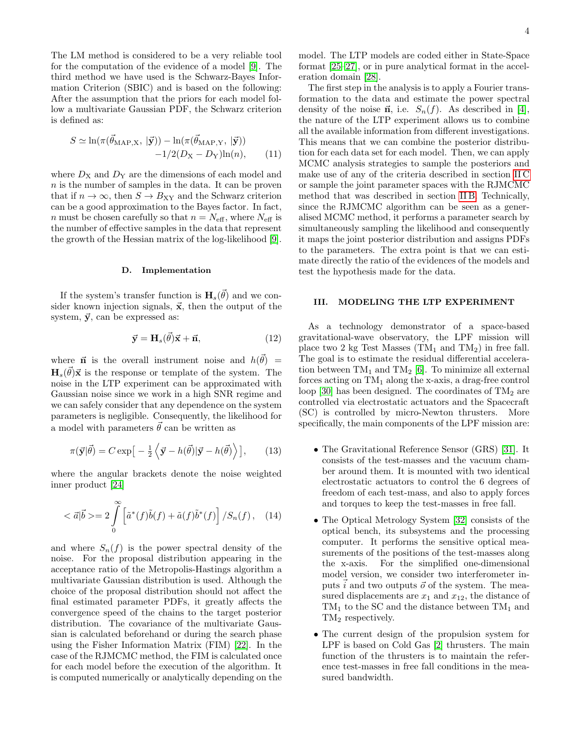The LM method is considered to be a very reliable tool for the computation of the evidence of a model [9]. The third method we have used is the Schwarz-Bayes Information Criterion (SBIC) and is based on the following: After the assumption that the priors for each model follow a multivariate Gaussian PDF, the Schwarz criterion is defined as:

$$
\begin{aligned}
S \simeq \ln(\pi(\vec{\theta}_{\mathrm{MAP,X}},\, |\vec{\mathbf{y}})) - \ln(\pi(\vec{\theta}_{\mathrm{MAP,Y}},\, |\vec{\mathbf{y}})) \\
-1/2(D_{\mathrm{X}} - D_{\mathrm{Y}})\ln(n), \qquad (11)
\end{aligned}
$$

where $D_{\mathrm{X}}$ and $D_{\mathrm{Y}}$ are the dimensions of each model and $n$ is the number of samples in the data. It can be proven that if $n \to \infty$, then $S \to B_{\mathrm{XY}}$ and the Schwarz criterion can be a good approximation to the Bayes factor. In fact, $n$ must be chosen carefully so that $n = N_{\mathrm{eff}}$, where $N_{\mathrm{eff}}$ is the number of effective samples in the data that represent the growth of the Hessian matrix of the log-likelihood [9].

### D. Implementation

If the system's transfer function is $\mathbf{H}_s(\vec{\theta})$ and we consider known injection signals, $\vec{\mathbf{x}}$, then the output of the system, $\vec{\mathbf{y}}$, can be expressed as:

$$
\vec{\mathbf{y}} = \mathbf{H}_s(\vec{\theta})\vec{\mathbf{x}} + \vec{\mathbf{n}}, \qquad (12)
$$

where $\vec{\mathbf{n}}$ is the overall instrument noise and $h(\vec{\theta}) = \mathbf{H}_s(\vec{\theta})\vec{\mathbf{x}}$ is the response or template of the system. The noise in the LTP experiment can be approximated with Gaussian noise since we work in a high SNR regime and we can safely consider that any dependence on the system parameters is negligible. Consequently, the likelihood for a model with parameters $\vec{\theta}$ can be written as

$$
\pi(\vec{\mathbf{y}}|\vec{\theta}) = C\exp\big[-\tfrac{1}{2}\left\langle \vec{\mathbf{y}} - h(\vec{\theta}) | \vec{\mathbf{y}} - h(\vec{\theta}) \right\rangle\big], \qquad (13)
$$

where the angular brackets denote the noise weighted inner product [24]

$$
<\vec{a}|\vec{b}> = 2\int_0^\infty \left[\tilde{a}^*(f)\tilde{b}(f) + \tilde{a}(f)\tilde{b}^*(f)\right]/S_n(f)\,, \qquad (14)
$$

and where $S_n(f)$ is the power spectral density of the noise. For the proposal distribution appearing in the acceptance ratio of the Metropolis-Hastings algorithm a multivariate Gaussian distribution is used. Although the choice of the proposal distribution should not affect the final estimated parameter PDFs, it greatly affects the convergence speed of the chains to the target posterior distribution. The covariance of the multivariate Gaussian is calculated beforehand or during the search phase using the Fisher Information Matrix (FIM) [22]. In the case of the RJMCMC method, the FIM is calculated once for each model before the execution of the algorithm. It is computed numerically or analytically depending on the model. The LTP models are coded either in State-Space format [25–27], or in pure analytical format in the acceleration domain [28].

The first step in the analysis is to apply a Fourier transformation to the data and estimate the power spectral density of the noise $\vec{\mathbf{n}}$, i.e. $S_n(f)$. As described in [4], the nature of the LTP experiment allows us to combine all the available information from different investigations. This means that we can combine the posterior distribution for each data set for each model. Then, we can apply MCMC analysis strategies to sample the posteriors and make use of any of the criteria described in section II C or sample the joint parameter spaces with the RJMCMC method that was described in section II B. Technically, since the RJMCMC algorithm can be seen as a generalised MCMC method, it performs a parameter search by simultaneously sampling the likelihood and consequently it maps the joint posterior distribution and assigns PDFs to the parameters. The extra point is that we can estimate directly the ratio of the evidences of the models and test the hypothesis made for the data.

## III. MODELING THE LTP EXPERIMENT

As a technology demonstrator of a space-based gravitational-wave observatory, the LPF mission will place two 2 kg Test Masses ($\mathrm{TM}_1$ and $\mathrm{TM}_2$) in free fall. The goal is to estimate the residual differential acceleration between $\mathrm{TM}_1$ and $\mathrm{TM}_2$ [6]. To minimize all external forces acting on $\mathrm{TM}_1$ along the x-axis, a drag-free control loop [30] has been designed. The coordinates of $\mathrm{TM}_2$ are controlled via electrostatic actuators and the Spacecraft (SC) is controlled by micro-Newton thrusters. More specifically, the main components of the LPF mission are:

- The Gravitational Reference Sensor (GRS) [31]. It consists of the test-masses and the vacuum chamber around them. It is mounted with two identical electrostatic actuators to control the 6 degrees of freedom of each test-mass, and also to apply forces and torques to keep the test-masses in free fall.
- The Optical Metrology System [32] consists of the optical bench, its subsystems and the processing computer. It performs the sensitive optical measurements of the positions of the test-masses along the x-axis. For the simplified one-dimensional model version, we consider two interferometer inputs $\vec{i}$ and two outputs $\vec{o}$ of the system. The measured displacements are $x_1$ and $x_{12}$, the distance of $\mathrm{TM}_1$ to the SC and the distance between $\mathrm{TM}_1$ and $\mathrm{TM}_2$ respectively.
- The current design of the propulsion system for LPF is based on Cold Gas [2] thrusters. The main function of the thrusters is to maintain the reference test-masses in free fall conditions in the measured bandwidth.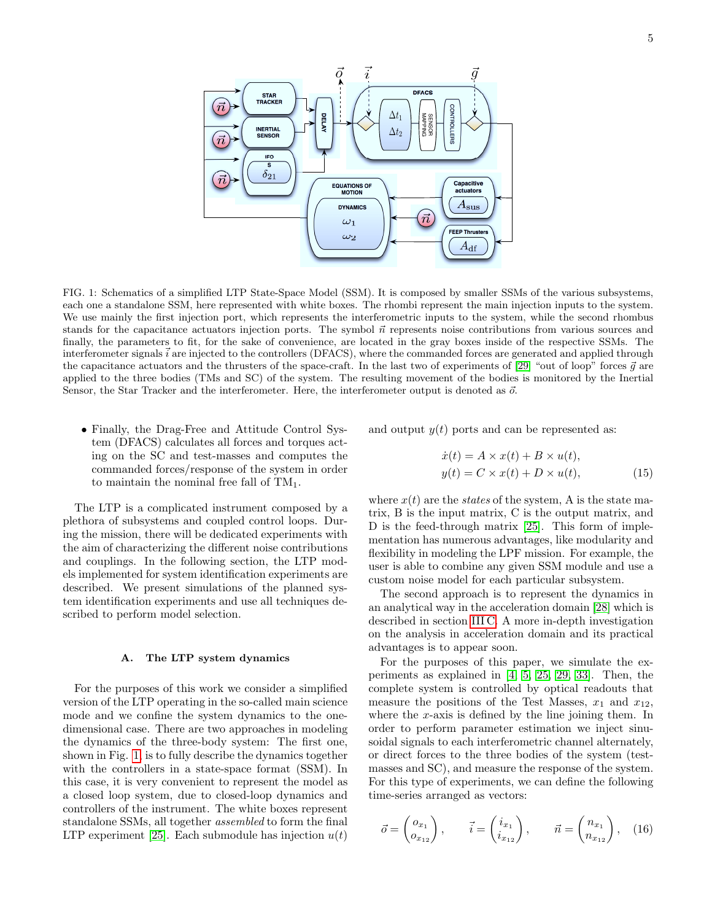FIG. 1: Schematics of a simplified LTP State-Space Model (SSM). It is composed by smaller SSMs of the various subsystems, each one a standalone SSM, here represented with white boxes. The rhombi represent the main injection inputs to the system. We use mainly the first injection port, which represents the interferometric inputs to the system, while the second rhombus stands for the capacitance actuators injection ports. The symbol $\vec{n}$ represents noise contributions from various sources and finally, the parameters to fit, for the sake of convenience, are located in the gray boxes inside of the respective SSMs. The interferometer signals $\vec{i}$ are injected to the controllers (DFACS), where the commanded forces are generated and applied through the capacitance actuators and the thrusters of the space-craft. In the last two of experiments of [29] "out of loop" forces $\vec{g}$ are applied to the three bodies (TMs and SC) of the system. The resulting movement of the bodies is monitored by the Inertial Sensor, the Star Tracker and the interferometer. Here, the interferometer output is denoted as $\vec{o}$.

- Finally, the Drag-Free and Attitude Control System (DFACS) calculates all forces and torques acting on the SC and test-masses and computes the commanded forces/response of the system in order to maintain the nominal free fall of $TM_1$.

The LTP is a complicated instrument composed by a plethora of subsystems and coupled control loops. During the mission, there will be dedicated experiments with the aim of characterizing the different noise contributions and couplings. In the following section, the LTP models implemented for system identification experiments are described. We present simulations of the planned system identification experiments and use all techniques described to perform model selection.

### A. The LTP system dynamics

For the purposes of this work we consider a simplified version of the LTP operating in the so-called main science mode and we confine the system dynamics to the one-dimensional case. There are two approaches in modeling the dynamics of the three-body system: The first one, shown in Fig. 1, is to fully describe the dynamics together with the controllers in a state-space format (SSM). In this case, it is very convenient to represent the model as a closed loop system, due to closed-loop dynamics and controllers of the instrument. The white boxes represent standalone SSMs, all together *assembled* to form the final LTP experiment [25]. Each submodule has injection $u(t)$ and output $y(t)$ ports and can be represented as:

$$
\begin{aligned}
\dot{x}(t) &= A \times x(t) + B \times u(t), \\
y(t) &= C \times x(t) + D \times u(t),
\end{aligned}
\tag{15}
$$

where $x(t)$ are the *states* of the system, A is the state matrix, B is the input matrix, C is the output matrix, and D is the feed-through matrix [25]. This form of implementation has numerous advantages, like modularity and flexibility in modeling the LPF mission. For example, the user is able to combine any given SSM module and use a custom noise model for each particular subsystem.

The second approach is to represent the dynamics in an analytical way in the acceleration domain [28] which is described in section III C. A more in-depth investigation on the analysis in acceleration domain and its practical advantages is to appear soon.

For the purposes of this paper, we simulate the experiments as explained in [4, 5, 25, 29, 33]. Then, the complete system is controlled by optical readouts that measure the positions of the Test Masses, $x_1$ and $x_{12}$, where the $x$-axis is defined by the line joining them. In order to perform parameter estimation we inject sinusoidal signals to each interferometric channel alternately, or direct forces to the three bodies of the system (test-masses and SC), and measure the response of the system. For this type of experiments, we can define the following time-series arranged as vectors:

$$
\vec{o} = \begin{pmatrix} o_{x_1} \\ o_{x_{12}} \end{pmatrix}, \qquad \vec{i} = \begin{pmatrix} i_{x_1} \\ i_{x_{12}} \end{pmatrix}, \qquad \vec{n} = \begin{pmatrix} n_{x_1} \\ n_{x_{12}} \end{pmatrix}, \tag{16}
$$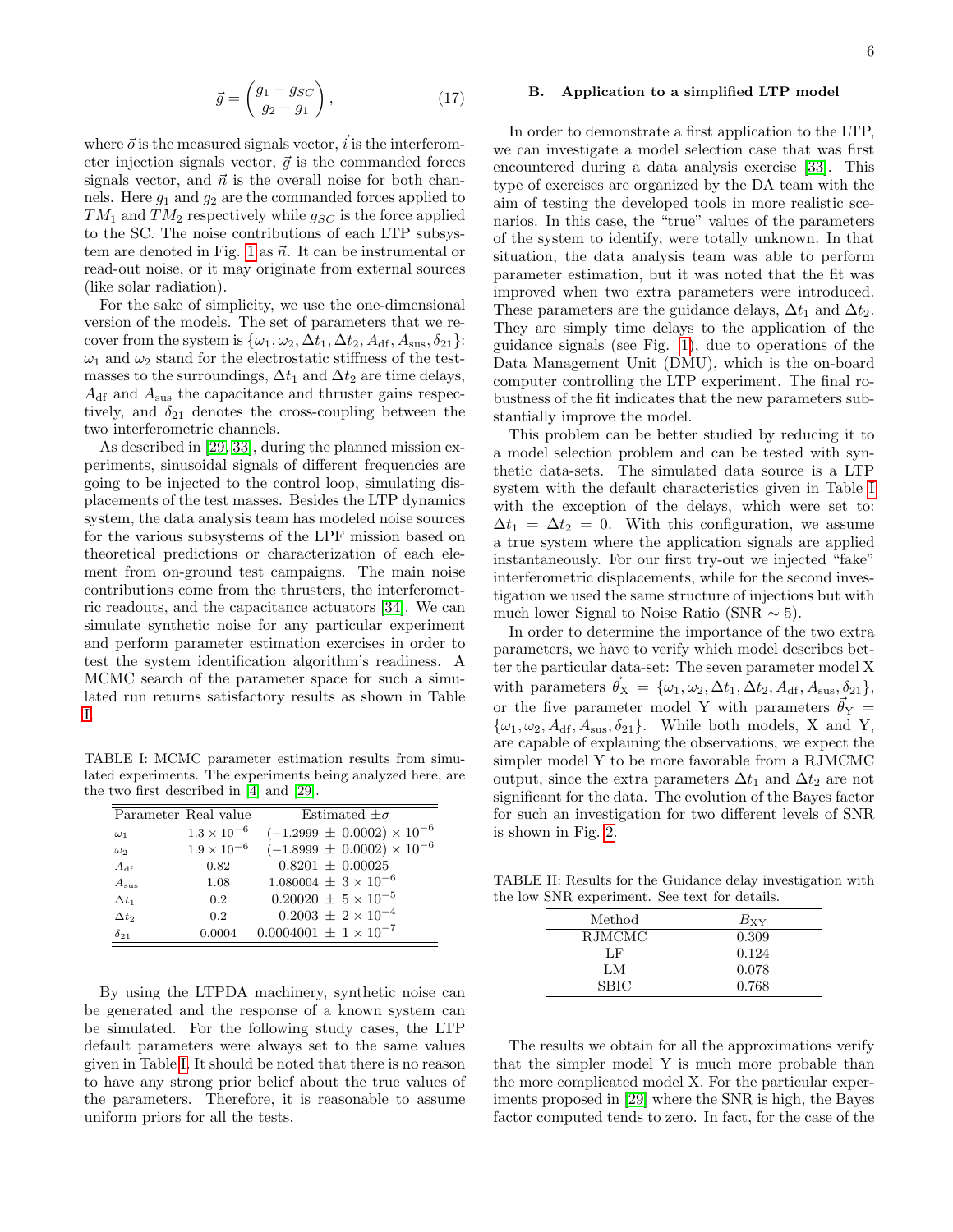$$\vec{g} = \begin{pmatrix} g_1 - g_{SC} \\ g_2 - g_1 \end{pmatrix}, \tag{17}$$

where $\vec{o}$ is the measured signals vector, $\vec{i}$ is the interferometer injection signals vector, $\vec{g}$ is the commanded forces signals vector, and $\vec{n}$ is the overall noise for both channels. Here $g_1$ and $g_2$ are the commanded forces applied to $TM_1$ and $TM_2$ respectively while $g_{SC}$ is the force applied to the SC. The noise contributions of each LTP subsystem are denoted in Fig. 1 as $\vec{n}$. It can be instrumental or read-out noise, or it may originate from external sources (like solar radiation).

For the sake of simplicity, we use the one-dimensional version of the models. The set of parameters that we recover from the system is $\{\omega_1, \omega_2, \Delta t_1, \Delta t_2, A_{\rm df}, A_{\rm sus}, \delta_{21}\}$: $\omega_1$ and $\omega_2$ stand for the electrostatic stiffness of the test-masses to the surroundings, $\Delta t_1$ and $\Delta t_2$ are time delays, $A_{\rm df}$ and $A_{\rm sus}$ the capacitance and thruster gains respectively, and $\delta_{21}$ denotes the cross-coupling between the two interferometric channels.

As described in [29, 33], during the planned mission experiments, sinusoidal signals of different frequencies are going to be injected to the control loop, simulating displacements of the test masses. Besides the LTP dynamics system, the data analysis team has modeled noise sources for the various subsystems of the LPF mission based on theoretical predictions or characterization of each element from on-ground test campaigns. The main noise contributions come from the thrusters, the interferometric readouts, and the capacitance actuators [34]. We can simulate synthetic noise for any particular experiment and perform parameter estimation exercises in order to test the system identification algorithm's readiness. A MCMC search of the parameter space for such a simulated run returns satisfactory results as shown in Table I.

TABLE I: MCMC parameter estimation results from simulated experiments. The experiments being analyzed here, are the two first described in [4] and [29].

| Parameter | Real value | Estimated $\pm\sigma$ |
|---|---|---|
| $\omega_1$ | $1.3 \times 10^{-6}$ | $(-1.2999 \pm 0.0002) \times 10^{-6}$ |
| $\omega_2$ | $1.9 \times 10^{-6}$ | $(-1.8999 \pm 0.0002) \times 10^{-6}$ |
| $A_{\rm df}$ | 0.82 | $0.8201 \pm 0.00025$ |
| $A_{\rm sus}$ | 1.08 | $1.080004 \pm 3 \times 10^{-6}$ |
| $\Delta t_1$ | 0.2 | $0.20020 \pm 5 \times 10^{-5}$ |
| $\Delta t_2$ | 0.2 | $0.2003 \pm 2 \times 10^{-4}$ |
| $\delta_{21}$ | 0.0004 | $0.0004001 \pm 1 \times 10^{-7}$ |

By using the LTPDA machinery, synthetic noise can be generated and the response of a known system can be simulated. For the following study cases, the LTP default parameters were always set to the same values given in Table I. It should be noted that there is no reason to have any strong prior belief about the true values of the parameters. Therefore, it is reasonable to assume uniform priors for all the tests.

### B. Application to a simplified LTP model

In order to demonstrate a first application to the LTP, we can investigate a model selection case that was first encountered during a data analysis exercise [33]. This type of exercises are organized by the DA team with the aim of testing the developed tools in more realistic scenarios. In this case, the "true" values of the parameters of the system to identify, were totally unknown. In that situation, the data analysis team was able to perform parameter estimation, but it was noted that the fit was improved when two extra parameters were introduced. These parameters are the guidance delays, $\Delta t_1$ and $\Delta t_2$. They are simply time delays to the application of the guidance signals (see Fig. 1), due to operations of the Data Management Unit (DMU), which is the on-board computer controlling the LTP experiment. The final robustness of the fit indicates that the new parameters substantially improve the model.

This problem can be better studied by reducing it to a model selection problem and can be tested with synthetic data-sets. The simulated data source is a LTP system with the default characteristics given in Table I with the exception of the delays, which were set to: $\Delta t_1 = \Delta t_2 = 0$. With this configuration, we assume a true system where the application signals are applied instantaneously. For our first try-out we injected "fake" interferometric displacements, while for the second investigation we used the same structure of injections but with much lower Signal to Noise Ratio (SNR $\sim 5$).

In order to determine the importance of the two extra parameters, we have to verify which model describes better the particular data-set: The seven parameter model X with parameters $\vec{\theta}_{\rm X} = \{\omega_1, \omega_2, \Delta t_1, \Delta t_2, A_{\rm df}, A_{\rm sus}, \delta_{21}\}$, or the five parameter model Y with parameters $\vec{\theta}_{\rm Y} = \{\omega_1, \omega_2, A_{\rm df}, A_{\rm sus}, \delta_{21}\}$. While both models, X and Y, are capable of explaining the observations, we expect the simpler model Y to be more favorable from a RJMCMC output, since the extra parameters $\Delta t_1$ and $\Delta t_2$ are not significant for the data. The evolution of the Bayes factor for such an investigation for two different levels of SNR is shown in Fig. 2.

TABLE II: Results for the Guidance delay investigation with the low SNR experiment. See text for details.

| Method | $B_{\rm XY}$ |
|---|---|
| RJMCMC | 0.309 |
| LF | 0.124 |
| LM | 0.078 |
| SBIC | 0.768 |

The results we obtain for all the approximations verify that the simpler model Y is much more probable than the more complicated model X. For the particular experiments proposed in [29] where the SNR is high, the Bayes factor computed tends to zero. In fact, for the case of the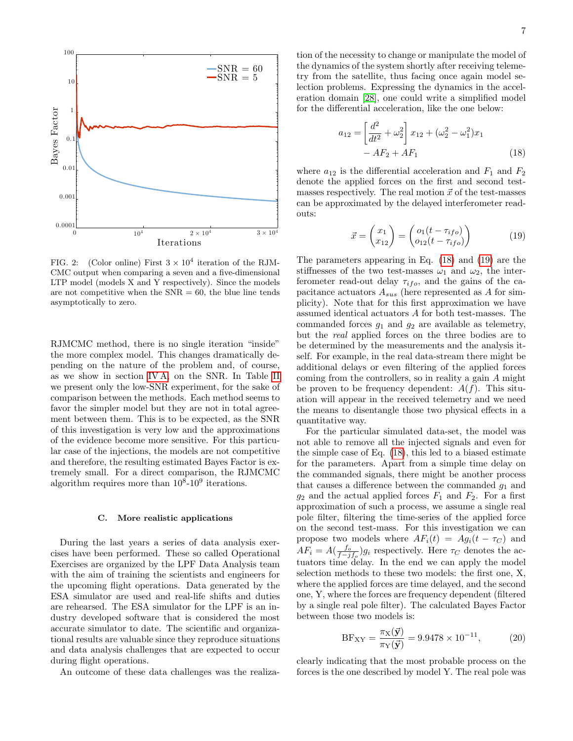FIG. 2: (Color online) First $3 \times 10^4$ iteration of the RJMCMC output when comparing a seven and a five-dimensional LTP model (models X and Y respectively). Since the models are not competitive when the SNR = 60, the blue line tends asymptotically to zero.

RJMCMC method, there is no single iteration "inside" the more complex model. This changes dramatically depending on the nature of the problem and, of course, as we show in section IV A, on the SNR. In Table II we present only the low-SNR experiment, for the sake of comparison between the methods. Each method seems to favor the simpler model but they are not in total agreement between them. This is to be expected, as the SNR of this investigation is very low and the approximations of the evidence become more sensitive. For this particular case of the injections, the models are not competitive and therefore, the resulting estimated Bayes Factor is extremely small. For a direct comparison, the RJMCMC algorithm requires more than $10^8$-$10^9$ iterations.

### C. More realistic applications

During the last years a series of data analysis exercises have been performed. These so called Operational Exercises are organized by the LPF Data Analysis team with the aim of training the scientists and engineers for the upcoming flight operations. Data generated by the ESA simulator are used and real-life shifts and duties are rehearsed. The ESA simulator for the LPF is an industry developed software that is considered the most accurate simulator to date. The scientific and organizational results are valuable since they reproduce situations and data analysis challenges that are expected to occur during flight operations.

An outcome of these data challenges was the realization of the necessity to change or manipulate the model of the dynamics of the system shortly after receiving telemetry from the satellite, thus facing once again model selection problems. Expressing the dynamics in the acceleration domain [28], one could write a simplified model for the differential acceleration, like the one below:

$$
\begin{aligned}
a_{12} = &\left[\frac{d^2}{dt^2} + \omega_2^2\right] x_{12} + (\omega_2^2 - \omega_1^2) x_1 \\
&- AF_2 + AF_1
\end{aligned} \tag{18}
$$

where $a_{12}$ is the differential acceleration and $F_1$ and $F_2$ denote the applied forces on the first and second test-masses respectively. The real motion $\vec{x}$ of the test-masses can be approximated by the delayed interferometer read-outs:

$$
\vec{x} = \begin{pmatrix} x_1 \\ x_{12} \end{pmatrix} = \begin{pmatrix} o_1(t - \tau_{ifo}) \\ o_{12}(t - \tau_{ifo}) \end{pmatrix} \tag{19}
$$

The parameters appearing in Eq. (18) and (19) are the stiffnesses of the two test-masses $\omega_1$ and $\omega_2$, the interferometer read-out delay $\tau_{ifo}$, and the gains of the capacitance actuators $A_{sus}$ (here represented as $A$ for simplicity). Note that for this first approximation we have assumed identical actuators $A$ for both test-masses. The commanded forces $g_1$ and $g_2$ are available as telemetry, but the *real* applied forces on the three bodies are to be determined by the measurements and the analysis itself. For example, in the real data-stream there might be additional delays or even filtering of the applied forces coming from the controllers, so in reality a gain $A$ might be proven to be frequency dependent: $A(f)$. This situation will appear in the received telemetry and we need the means to disentangle those two physical effects in a quantitative way.

For the particular simulated data-set, the model was not able to remove all the injected signals and even for the simple case of Eq. (18), this led to a biased estimate for the parameters. Apart from a simple time delay on the commanded signals, there might be another process that causes a difference between the commanded $g_1$ and $g_2$ and the actual applied forces $F_1$ and $F_2$. For a first approximation of such a process, we assume a single real pole filter, filtering the time-series of the applied force on the second test-mass. For this investigation we can propose two models where $AF_i(t) = Ag_i(t - \tau_C)$ and $AF_i = A(\frac{f_o}{f - jf_o})g_i$ respectively. Here $\tau_C$ denotes the actuators time delay. In the end we can apply the model selection methods to these two models: the first one, X, where the applied forces are time delayed, and the second one, Y, where the forces are frequency dependent (filtered by a single real pole filter). The calculated Bayes Factor between those two models is:

$$
\mathrm{BF}_{\mathrm{XY}} = \frac{\pi_{\mathrm{X}}(\vec{\mathbf{y}})}{\pi_{\mathrm{Y}}(\vec{\mathbf{y}})} = 9.9478 \times 10^{-11}, \tag{20}
$$

clearly indicating that the most probable process on the forces is the one described by model Y. The real pole was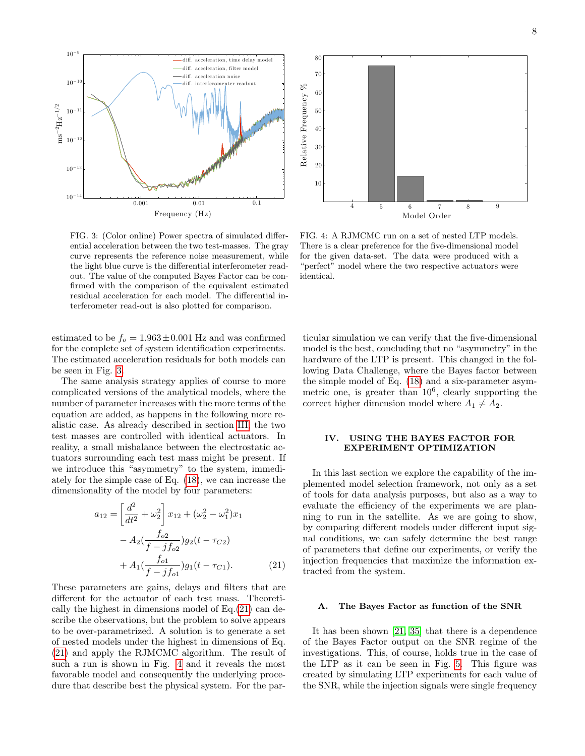FIG. 3: (Color online) Power spectra of simulated differential acceleration between the two test-masses. The gray curve represents the reference noise measurement, while the light blue curve is the differential interferometer readout. The value of the computed Bayes Factor can be confirmed with the comparison of the equivalent estimated residual acceleration for each model. The differential interferometer read-out is also plotted for comparison.

FIG. 4: A RJMCMC run on a set of nested LTP models. There is a clear preference for the five-dimensional model for the given data-set. The data were produced with a "perfect" model where the two respective actuators were identical.

estimated to be $f_o = 1.963 \pm 0.001$ Hz and was confirmed for the complete set of system identification experiments. The estimated acceleration residuals for both models can be seen in Fig. 3.

The same analysis strategy applies of course to more complicated versions of the analytical models, where the number of parameter increases with the more terms of the equation are added, as happens in the following more realistic case. As already described in section III, the two test masses are controlled with identical actuators. In reality, a small misbalance between the electrostatic actuators surrounding each test mass might be present. If we introduce this "asymmetry" to the system, immediately for the simple case of Eq. (18), we can increase the dimensionality of the model by four parameters:

$$
\begin{aligned}
a_{12} = &\left[\frac{d^2}{dt^2} + \omega_2^2\right] x_{12} + (\omega_2^2 - \omega_1^2) x_1 \\
&- A_2 \left(\frac{f_{o2}}{f - j f_{o2}}\right) g_2(t - \tau_{C2}) \\
&+ A_1 \left(\frac{f_{o1}}{f - j f_{o1}}\right) g_1(t - \tau_{C1}). \qquad (21)
\end{aligned}
$$

These parameters are gains, delays and filters that are different for the actuator of each test mass. Theoretically the highest in dimensions model of Eq.(21) can describe the observations, but the problem to solve appears to be over-parametrized. A solution is to generate a set of nested models under the highest in dimensions of Eq. (21) and apply the RJMCMC algorithm. The result of such a run is shown in Fig. 4 and it reveals the most favorable model and consequently the underlying procedure that describe best the physical system. For the particular simulation we can verify that the five-dimensional model is the best, concluding that no "asymmetry" in the hardware of the LTP is present. This changed in the following Data Challenge, where the Bayes factor between the simple model of Eq. (18) and a six-parameter asymmetric one, is greater than $10^6$, clearly supporting the correct higher dimension model where $A_1 \neq A_2$.

## IV. USING THE BAYES FACTOR FOR EXPERIMENT OPTIMIZATION

In this last section we explore the capability of the implemented model selection framework, not only as a set of tools for data analysis purposes, but also as a way to evaluate the efficiency of the experiments we are planning to run in the satellite. As we are going to show, by comparing different models under different input signal conditions, we can safely determine the best range of parameters that define our experiments, or verify the injection frequencies that maximize the information extracted from the system.

### A. The Bayes Factor as function of the SNR

It has been shown [21, 35] that there is a dependence of the Bayes Factor output on the SNR regime of the investigations. This, of course, holds true in the case of the LTP as it can be seen in Fig. 5. This figure was created by simulating LTP experiments for each value of the SNR, while the injection signals were single frequency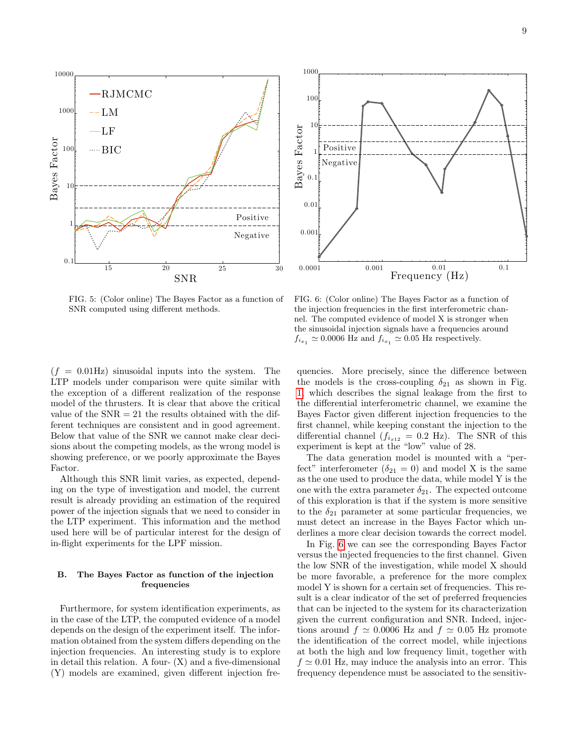FIG. 5: (Color online) The Bayes Factor as a function of SNR computed using different methods.

FIG. 6: (Color online) The Bayes Factor as a function of the injection frequencies in the first interferometric channel. The computed evidence of model X is stronger when the sinusoidal injection signals have a frequencies around $f_{i_{x_1}} \simeq 0.0006$ Hz and $f_{i_{x_1}} \simeq 0.05$ Hz respectively.

($f = 0.01$Hz) sinusoidal inputs into the system. The LTP models under comparison were quite similar with the exception of a different realization of the response model of the thrusters. It is clear that above the critical value of the SNR = 21 the results obtained with the different techniques are consistent and in good agreement. Below that value of the SNR we cannot make clear decisions about the competing models, as the wrong model is showing preference, or we poorly approximate the Bayes Factor.

Although this SNR limit varies, as expected, depending on the type of investigation and model, the current result is already providing an estimation of the required power of the injection signals that we need to consider in the LTP experiment. This information and the method used here will be of particular interest for the design of in-flight experiments for the LPF mission.

## B. The Bayes Factor as function of the injection frequencies

Furthermore, for system identification experiments, as in the case of the LTP, the computed evidence of a model depends on the design of the experiment itself. The information obtained from the system differs depending on the injection frequencies. An interesting study is to explore in detail this relation. A four- (X) and a five-dimensional (Y) models are examined, given different injection frequencies. More precisely, since the difference between the models is the cross-coupling $\delta_{21}$ as shown in Fig. 1 which describes the signal leakage from the first to the differential interferometric channel, we examine the Bayes Factor given different injection frequencies to the first channel, while keeping constant the injection to the differential channel ($f_{i_{x_{12}}} = 0.2$ Hz). The SNR of this experiment is kept at the "low" value of 28.

The data generation model is mounted with a "perfect" interferometer ($\delta_{21} = 0$) and model X is the same as the one used to produce the data, while model Y is the one with the extra parameter $\delta_{21}$. The expected outcome of this exploration is that if the system is more sensitive to the $\delta_{21}$ parameter at some particular frequencies, we must detect an increase in the Bayes Factor which underlines a more clear decision towards the correct model.

In Fig. 6 we can see the corresponding Bayes Factor versus the injected frequencies to the first channel. Given the low SNR of the investigation, while model X should be more favorable, a preference for the more complex model Y is shown for a certain set of frequencies. This result is a clear indicator of the set of preferred frequencies that can be injected to the system for its characterization given the current configuration and SNR. Indeed, injections around $f \simeq 0.0006$ Hz and $f \simeq 0.05$ Hz promote the identification of the correct model, while injections at both the high and low frequency limit, together with $f \simeq 0.01$ Hz, may induce the analysis into an error. This frequency dependence must be associated to the sensitiv-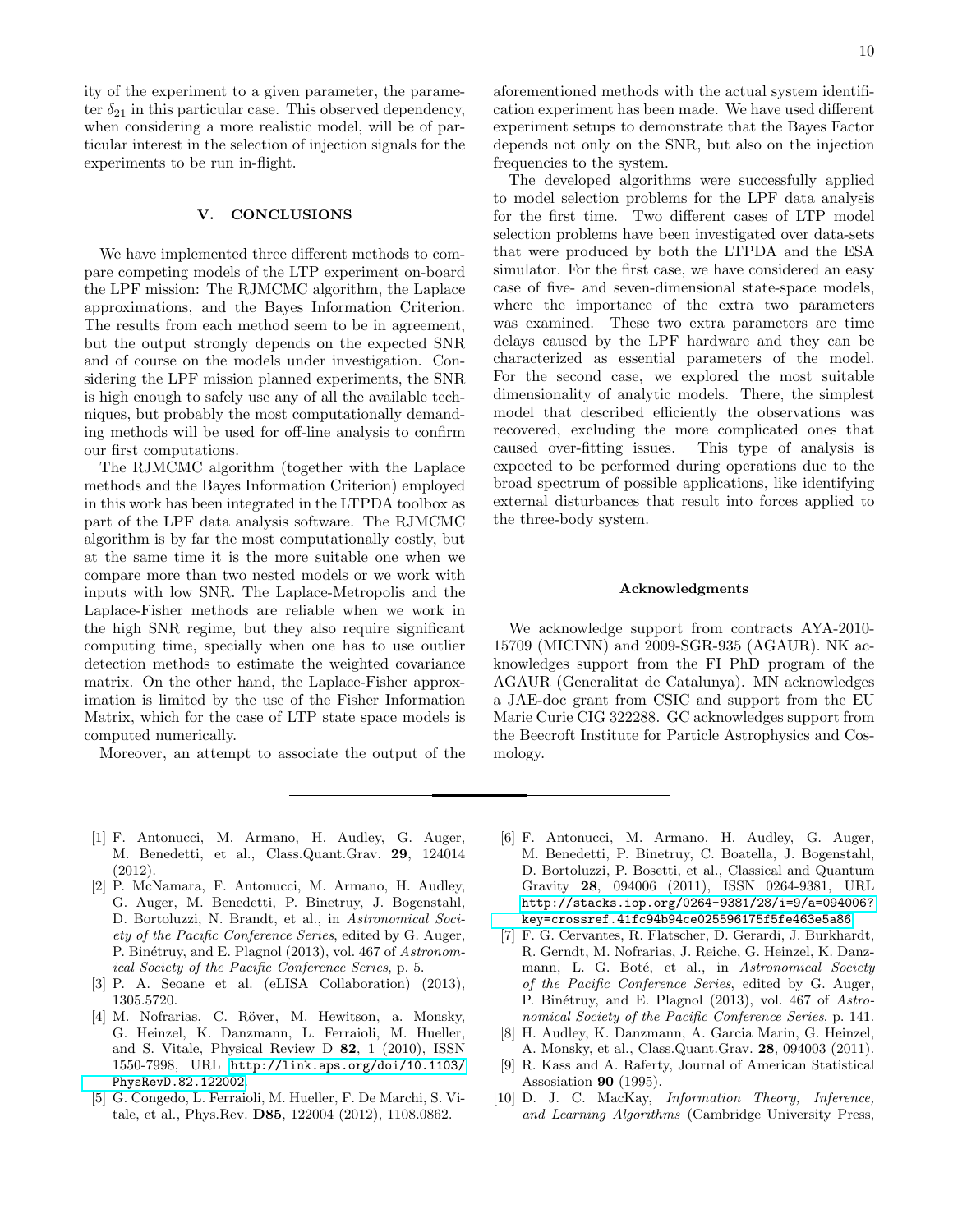ity of the experiment to a given parameter, the parameter $\delta_{21}$ in this particular case. This observed dependency, when considering a more realistic model, will be of particular interest in the selection of injection signals for the experiments to be run in-flight.

## V. CONCLUSIONS

We have implemented three different methods to compare competing models of the LTP experiment on-board the LPF mission: The RJMCMC algorithm, the Laplace approximations, and the Bayes Information Criterion. The results from each method seem to be in agreement, but the output strongly depends on the expected SNR and of course on the models under investigation. Considering the LPF mission planned experiments, the SNR is high enough to safely use any of all the available techniques, but probably the most computationally demanding methods will be used for off-line analysis to confirm our first computations.

The RJMCMC algorithm (together with the Laplace methods and the Bayes Information Criterion) employed in this work has been integrated in the LTPDA toolbox as part of the LPF data analysis software. The RJMCMC algorithm is by far the most computationally costly, but at the same time it is the more suitable one when we compare more than two nested models or we work with inputs with low SNR. The Laplace-Metropolis and the Laplace-Fisher methods are reliable when we work in the high SNR regime, but they also require significant computing time, specially when one has to use outlier detection methods to estimate the weighted covariance matrix. On the other hand, the Laplace-Fisher approximation is limited by the use of the Fisher Information Matrix, which for the case of LTP state space models is computed numerically.

Moreover, an attempt to associate the output of the aforementioned methods with the actual system identification experiment has been made. We have used different experiment setups to demonstrate that the Bayes Factor depends not only on the SNR, but also on the injection frequencies to the system.

The developed algorithms were successfully applied to model selection problems for the LPF data analysis for the first time. Two different cases of LTP model selection problems have been investigated over data-sets that were produced by both the LTPDA and the ESA simulator. For the first case, we have considered an easy case of five- and seven-dimensional state-space models, where the importance of the extra two parameters was examined. These two extra parameters are time delays caused by the LPF hardware and they can be characterized as essential parameters of the model. For the second case, we explored the most suitable dimensionality of analytic models. There, the simplest model that described efficiently the observations was recovered, excluding the more complicated ones that caused over-fitting issues. This type of analysis is expected to be performed during operations due to the broad spectrum of possible applications, like identifying external disturbances that result into forces applied to the three-body system.

### Acknowledgments

We acknowledge support from contracts AYA-2010-15709 (MICINN) and 2009-SGR-935 (AGAUR). NK acknowledges support from the FI PhD program of the AGAUR (Generalitat de Catalunya). MN acknowledges a JAE-doc grant from CSIC and support from the EU Marie Curie CIG 322288. GC acknowledges support from the Beecroft Institute for Particle Astrophysics and Cosmology.

---

[1] F. Antonucci, M. Armano, H. Audley, G. Auger, M. Benedetti, et al., Class.Quant.Grav. **29**, 124014 (2012).

[2] P. McNamara, F. Antonucci, M. Armano, H. Audley, G. Auger, M. Benedetti, P. Binetruy, J. Bogenstahl, D. Bortoluzzi, N. Brandt, et al., in *Astronomical Society of the Pacific Conference Series*, edited by G. Auger, P. Binétruy, and E. Plagnol (2013), vol. 467 of *Astronomical Society of the Pacific Conference Series*, p. 5.

[3] P. A. Seoane et al. (eLISA Collaboration) (2013), 1305.5720.

[4] M. Nofrarias, C. Röver, M. Hewitson, a. Monsky, G. Heinzel, K. Danzmann, L. Ferraioli, M. Hueller, and S. Vitale, Physical Review D **82**, 1 (2010), ISSN 1550-7998, URL http://link.aps.org/doi/10.1103/PhysRevD.82.122002.

[5] G. Congedo, L. Ferraioli, M. Hueller, F. De Marchi, S. Vitale, et al., Phys.Rev. **D85**, 122004 (2012), 1108.0862.

[6] F. Antonucci, M. Armano, H. Audley, G. Auger, M. Benedetti, P. Binetruy, C. Boatella, J. Bogenstahl, D. Bortoluzzi, P. Bosetti, et al., Classical and Quantum Gravity **28**, 094006 (2011), ISSN 0264-9381, URL http://stacks.iop.org/0264-9381/28/i=9/a=094006?key=crossref.41fc94b94ce025596175f5fe463e5a86.

[7] F. G. Cervantes, R. Flatscher, D. Gerardi, J. Burkhardt, R. Gerndt, M. Nofrarias, J. Reiche, G. Heinzel, K. Danzmann, L. G. Boté, et al., in *Astronomical Society of the Pacific Conference Series*, edited by G. Auger, P. Binétruy, and E. Plagnol (2013), vol. 467 of *Astronomical Society of the Pacific Conference Series*, p. 141.

[8] H. Audley, K. Danzmann, A. Garcia Marin, G. Heinzel, A. Monsky, et al., Class.Quant.Grav. **28**, 094003 (2011).

[9] R. Kass and A. Raferty, Journal of American Statistical Assosiation **90** (1995).

[10] D. J. C. MacKay, *Information Theory, Inference, and Learning Algorithms* (Cambridge University Press,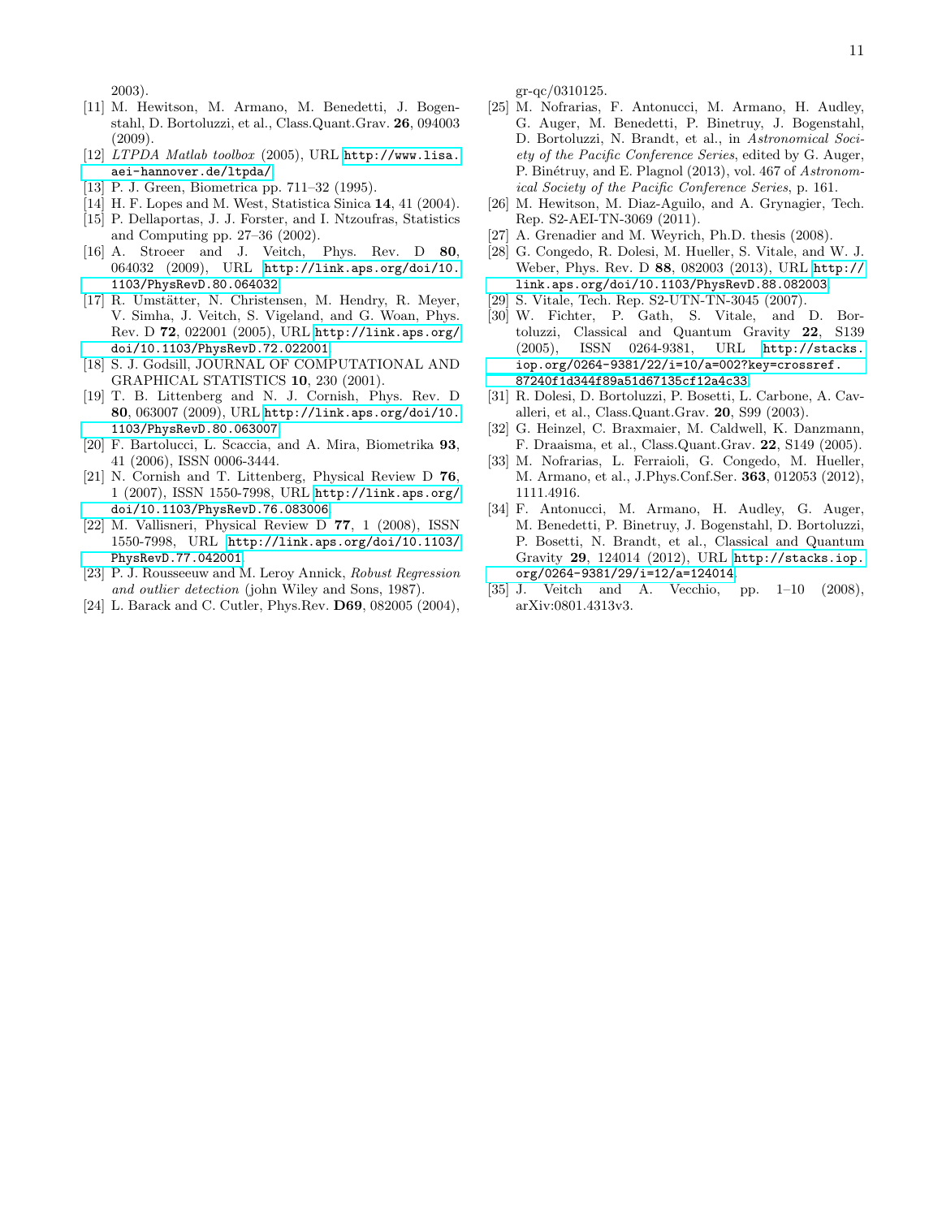2003).

[11] M. Hewitson, M. Armano, M. Benedetti, J. Bogenstahl, D. Bortoluzzi, et al., Class.Quant.Grav. **26**, 094003 (2009).

[12] *LTPDA Matlab toolbox* (2005), URL http://www.lisa.aei-hannover.de/ltpda/.

[13] P. J. Green, Biometrica pp. 711–32 (1995).

[14] H. F. Lopes and M. West, Statistica Sinica **14**, 41 (2004).

[15] P. Dellaportas, J. J. Forster, and I. Ntzoufras, Statistics and Computing pp. 27–36 (2002).

[16] A. Stroeer and J. Veitch, Phys. Rev. D **80**, 064032 (2009), URL http://link.aps.org/doi/10.1103/PhysRevD.80.064032.

[17] R. Umstätter, N. Christensen, M. Hendry, R. Meyer, V. Simha, J. Veitch, S. Vigeland, and G. Woan, Phys. Rev. D **72**, 022001 (2005), URL http://link.aps.org/doi/10.1103/PhysRevD.72.022001.

[18] S. J. Godsill, JOURNAL OF COMPUTATIONAL AND GRAPHICAL STATISTICS **10**, 230 (2001).

[19] T. B. Littenberg and N. J. Cornish, Phys. Rev. D **80**, 063007 (2009), URL http://link.aps.org/doi/10.1103/PhysRevD.80.063007.

[20] F. Bartolucci, L. Scaccia, and A. Mira, Biometrika **93**, 41 (2006), ISSN 0006-3444.

[21] N. Cornish and T. Littenberg, Physical Review D **76**, 1 (2007), ISSN 1550-7998, URL http://link.aps.org/doi/10.1103/PhysRevD.76.083006.

[22] M. Vallisneri, Physical Review D **77**, 1 (2008), ISSN 1550-7998, URL http://link.aps.org/doi/10.1103/PhysRevD.77.042001.

[23] P. J. Rousseeuw and M. Leroy Annick, *Robust Regression and outlier detection* (john Wiley and Sons, 1987).

[24] L. Barack and C. Cutler, Phys.Rev. **D69**, 082005 (2004), gr-qc/0310125.

[25] M. Nofrarias, F. Antonucci, M. Armano, H. Audley, G. Auger, M. Benedetti, P. Binetruy, J. Bogenstahl, D. Bortoluzzi, N. Brandt, et al., in *Astronomical Society of the Pacific Conference Series*, edited by G. Auger, P. Binétruy, and E. Plagnol (2013), vol. 467 of *Astronomical Society of the Pacific Conference Series*, p. 161.

[26] M. Hewitson, M. Diaz-Aguilo, and A. Grynagier, Tech. Rep. S2-AEI-TN-3069 (2011).

[27] A. Grenadier and M. Weyrich, Ph.D. thesis (2008).

[28] G. Congedo, R. Dolesi, M. Hueller, S. Vitale, and W. J. Weber, Phys. Rev. D **88**, 082003 (2013), URL http://link.aps.org/doi/10.1103/PhysRevD.88.082003.

[29] S. Vitale, Tech. Rep. S2-UTN-TN-3045 (2007).

[30] W. Fichter, P. Gath, S. Vitale, and D. Bortoluzzi, Classical and Quantum Gravity **22**, S139 (2005), ISSN 0264-9381, URL http://stacks.iop.org/0264-9381/22/i=10/a=002?key=crossref.87240f1d344f89a51d67135cf12a4c33.

[31] R. Dolesi, D. Bortoluzzi, P. Bosetti, L. Carbone, A. Cavalleri, et al., Class.Quant.Grav. **20**, S99 (2003).

[32] G. Heinzel, C. Braxmaier, M. Caldwell, K. Danzmann, F. Draaisma, et al., Class.Quant.Grav. **22**, S149 (2005).

[33] M. Nofrarias, L. Ferraioli, G. Congedo, M. Hueller, M. Armano, et al., J.Phys.Conf.Ser. **363**, 012053 (2012), 1111.4916.

[34] F. Antonucci, M. Armano, H. Audley, G. Auger, M. Benedetti, P. Binetruy, J. Bogenstahl, D. Bortoluzzi, P. Bosetti, N. Brandt, et al., Classical and Quantum Gravity **29**, 124014 (2012), URL http://stacks.iop.org/0264-9381/29/i=12/a=124014.

[35] J. Veitch and A. Vecchio, pp. 1–10 (2008), arXiv:0801.4313v3.